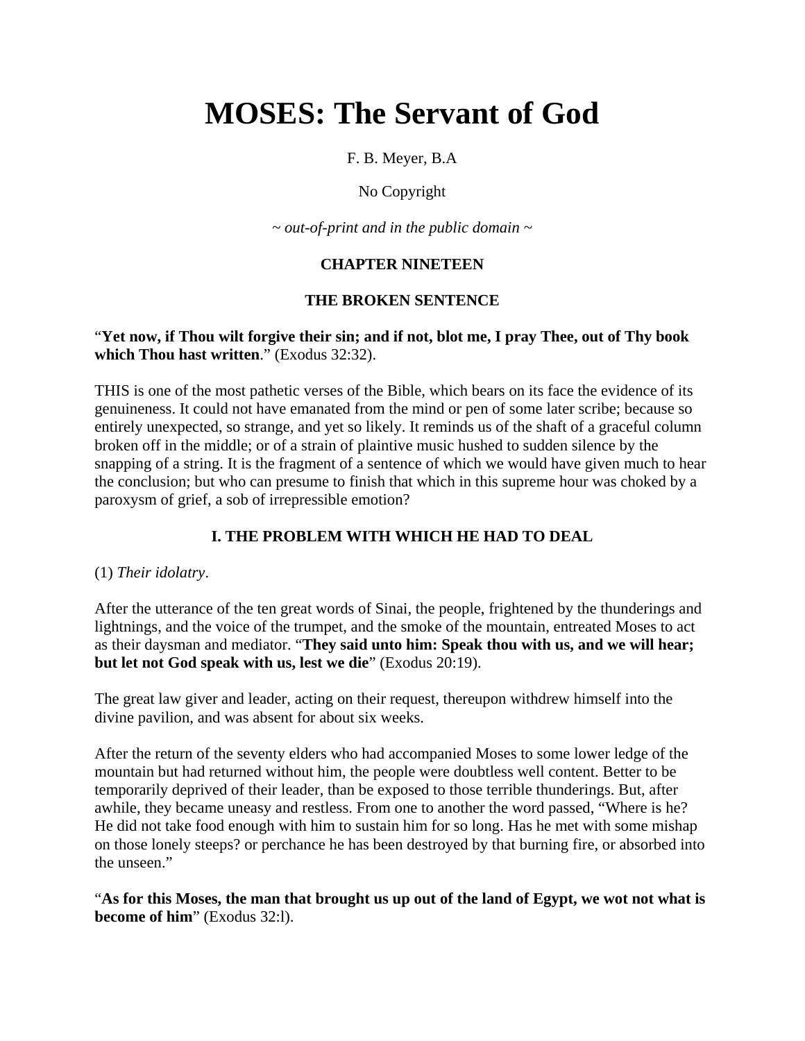# MOSES: The Servant of God

F. B. Meyer, B.A

No Copyright

~ *out-of-print and in the public domain* ~

## CHAPTER NINETEEN

## THE BROKEN SENTENCE

"**Yet now, if Thou wilt forgive their sin; and if not, blot me, I pray Thee, out of Thy book which Thou hast written**." (Exodus 32:32).

THIS is one of the most pathetic verses of the Bible, which bears on its face the evidence of its genuineness. It could not have emanated from the mind or pen of some later scribe; because so entirely unexpected, so strange, and yet so likely. It reminds us of the shaft of a graceful column broken off in the middle; or of a strain of plaintive music hushed to sudden silence by the snapping of a string. It is the fragment of a sentence of which we would have given much to hear the conclusion; but who can presume to finish that which in this supreme hour was choked by a paroxysm of grief, a sob of irrepressible emotion?

### I. THE PROBLEM WITH WHICH HE HAD TO DEAL

(1) *Their idolatry*.

After the utterance of the ten great words of Sinai, the people, frightened by the thunderings and lightnings, and the voice of the trumpet, and the smoke of the mountain, entreated Moses to act as their daysman and mediator. "**They said unto him: Speak thou with us, and we will hear; but let not God speak with us, lest we die**" (Exodus 20:19).

The great law giver and leader, acting on their request, thereupon withdrew himself into the divine pavilion, and was absent for about six weeks.

After the return of the seventy elders who had accompanied Moses to some lower ledge of the mountain but had returned without him, the people were doubtless well content. Better to be temporarily deprived of their leader, than be exposed to those terrible thunderings. But, after awhile, they became uneasy and restless. From one to another the word passed, "Where is he? He did not take food enough with him to sustain him for so long. Has he met with some mishap on those lonely steeps? or perchance he has been destroyed by that burning fire, or absorbed into the unseen."

"**As for this Moses, the man that brought us up out of the land of Egypt, we wot not what is become of him**" (Exodus 32:l).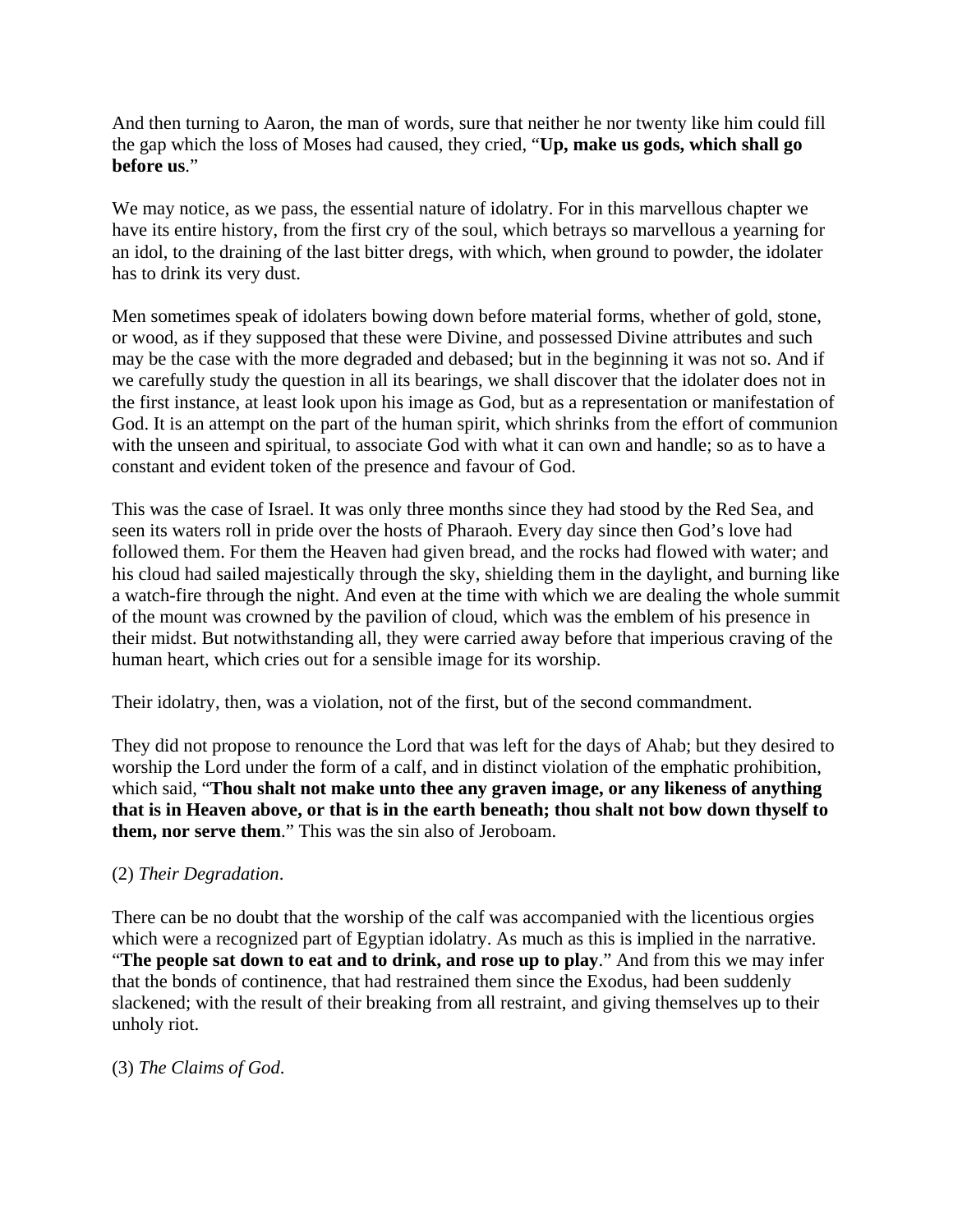And then turning to Aaron, the man of words, sure that neither he nor twenty like him could fill the gap which the loss of Moses had caused, they cried, "**Up, make us gods, which shall go before us**."

We may notice, as we pass, the essential nature of idolatry. For in this marvellous chapter we have its entire history, from the first cry of the soul, which betrays so marvellous a yearning for an idol, to the draining of the last bitter dregs, with which, when ground to powder, the idolater has to drink its very dust.

Men sometimes speak of idolaters bowing down before material forms, whether of gold, stone, or wood, as if they supposed that these were Divine, and possessed Divine attributes and such may be the case with the more degraded and debased; but in the beginning it was not so. And if we carefully study the question in all its bearings, we shall discover that the idolater does not in the first instance, at least look upon his image as God, but as a representation or manifestation of God. It is an attempt on the part of the human spirit, which shrinks from the effort of communion with the unseen and spiritual, to associate God with what it can own and handle; so as to have a constant and evident token of the presence and favour of God.

This was the case of Israel. It was only three months since they had stood by the Red Sea, and seen its waters roll in pride over the hosts of Pharaoh. Every day since then God's love had followed them. For them the Heaven had given bread, and the rocks had flowed with water; and his cloud had sailed majestically through the sky, shielding them in the daylight, and burning like a watch-fire through the night. And even at the time with which we are dealing the whole summit of the mount was crowned by the pavilion of cloud, which was the emblem of his presence in their midst. But notwithstanding all, they were carried away before that imperious craving of the human heart, which cries out for a sensible image for its worship.

Their idolatry, then, was a violation, not of the first, but of the second commandment.

They did not propose to renounce the Lord that was left for the days of Ahab; but they desired to worship the Lord under the form of a calf, and in distinct violation of the emphatic prohibition, which said, "**Thou shalt not make unto thee any graven image, or any likeness of anything that is in Heaven above, or that is in the earth beneath; thou shalt not bow down thyself to them, nor serve them**." This was the sin also of Jeroboam.

(2) *Their Degradation*.

There can be no doubt that the worship of the calf was accompanied with the licentious orgies which were a recognized part of Egyptian idolatry. As much as this is implied in the narrative. "**The people sat down to eat and to drink, and rose up to play**." And from this we may infer that the bonds of continence, that had restrained them since the Exodus, had been suddenly slackened; with the result of their breaking from all restraint, and giving themselves up to their unholy riot.

(3) *The Claims of God*.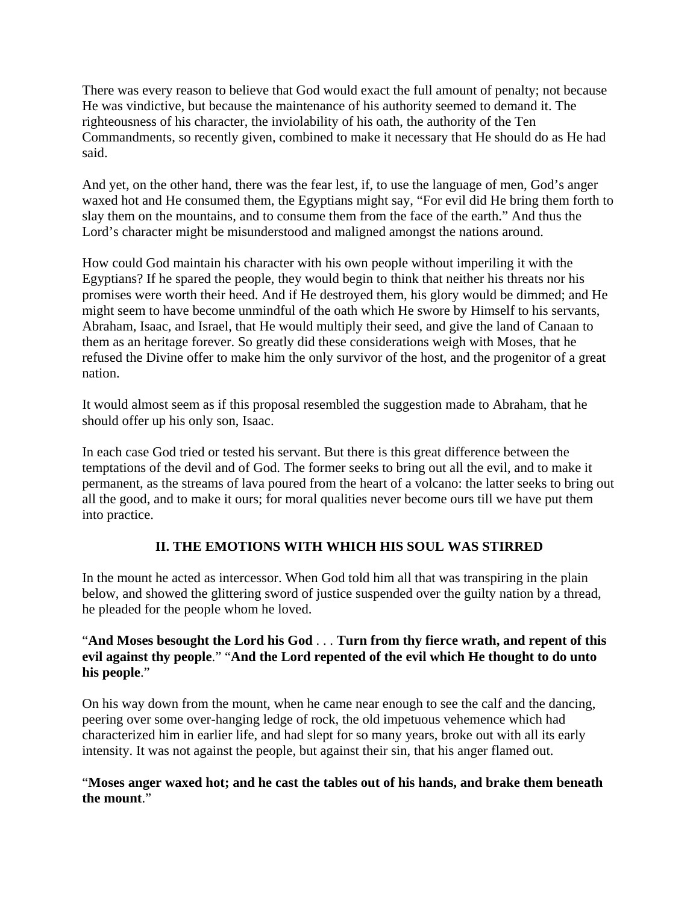There was every reason to believe that God would exact the full amount of penalty; not because He was vindictive, but because the maintenance of his authority seemed to demand it. The righteousness of his character, the inviolability of his oath, the authority of the Ten Commandments, so recently given, combined to make it necessary that He should do as He had said.

And yet, on the other hand, there was the fear lest, if, to use the language of men, God's anger waxed hot and He consumed them, the Egyptians might say, "For evil did He bring them forth to slay them on the mountains, and to consume them from the face of the earth." And thus the Lord's character might be misunderstood and maligned amongst the nations around.

How could God maintain his character with his own people without imperiling it with the Egyptians? If he spared the people, they would begin to think that neither his threats nor his promises were worth their heed. And if He destroyed them, his glory would be dimmed; and He might seem to have become unmindful of the oath which He swore by Himself to his servants, Abraham, Isaac, and Israel, that He would multiply their seed, and give the land of Canaan to them as an heritage forever. So greatly did these considerations weigh with Moses, that he refused the Divine offer to make him the only survivor of the host, and the progenitor of a great nation.

It would almost seem as if this proposal resembled the suggestion made to Abraham, that he should offer up his only son, Isaac.

In each case God tried or tested his servant. But there is this great difference between the temptations of the devil and of God. The former seeks to bring out all the evil, and to make it permanent, as the streams of lava poured from the heart of a volcano: the latter seeks to bring out all the good, and to make it ours; for moral qualities never become ours till we have put them into practice.

## II. THE EMOTIONS WITH WHICH HIS SOUL WAS STIRRED

In the mount he acted as intercessor. When God told him all that was transpiring in the plain below, and showed the glittering sword of justice suspended over the guilty nation by a thread, he pleaded for the people whom he loved.

"**And Moses besought the Lord his God** . . . **Turn from thy fierce wrath, and repent of this evil against thy people**." "**And the Lord repented of the evil which He thought to do unto his people**."

On his way down from the mount, when he came near enough to see the calf and the dancing, peering over some over-hanging ledge of rock, the old impetuous vehemence which had characterized him in earlier life, and had slept for so many years, broke out with all its early intensity. It was not against the people, but against their sin, that his anger flamed out.

"**Moses anger waxed hot; and he cast the tables out of his hands, and brake them beneath the mount**."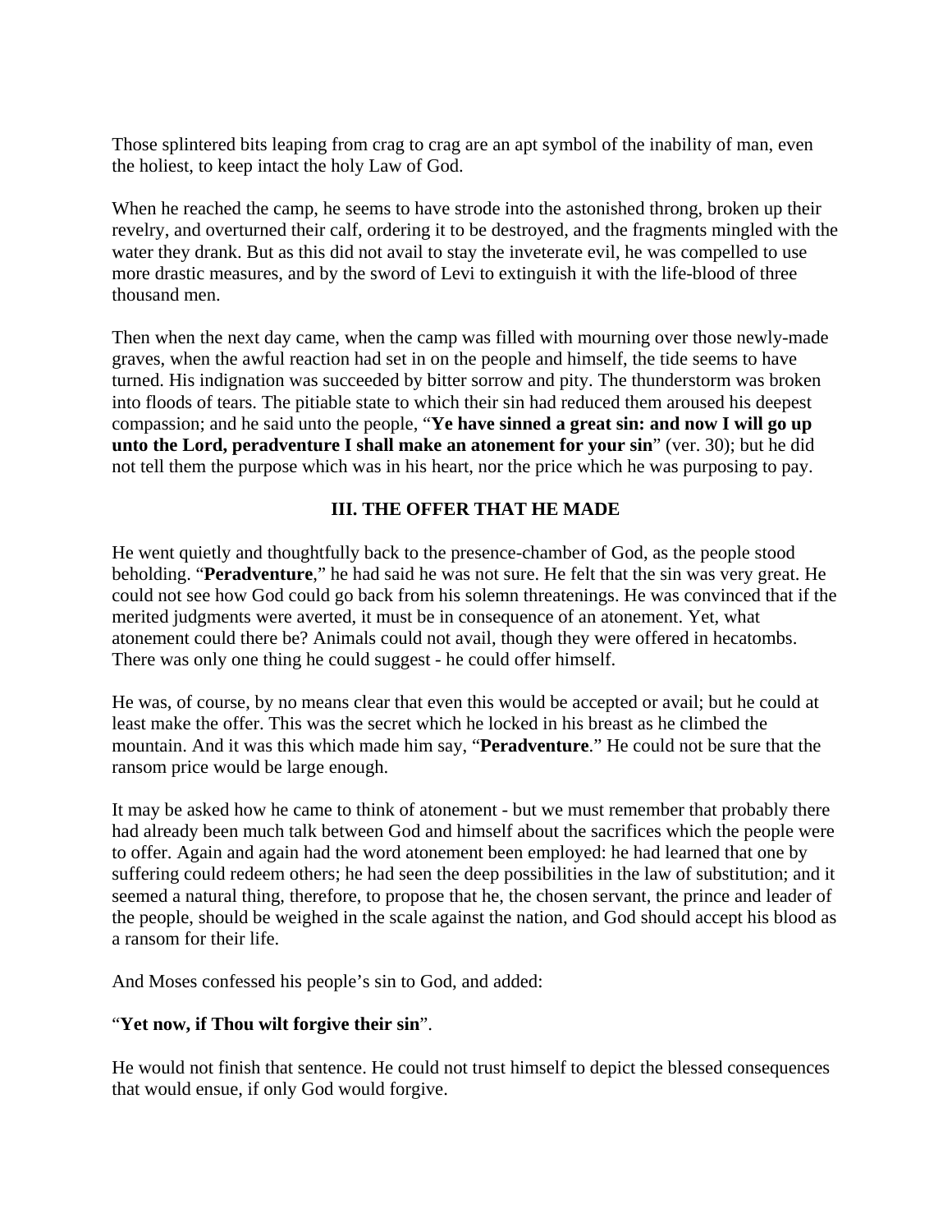Those splintered bits leaping from crag to crag are an apt symbol of the inability of man, even the holiest, to keep intact the holy Law of God.

When he reached the camp, he seems to have strode into the astonished throng, broken up their revelry, and overturned their calf, ordering it to be destroyed, and the fragments mingled with the water they drank. But as this did not avail to stay the inveterate evil, he was compelled to use more drastic measures, and by the sword of Levi to extinguish it with the life-blood of three thousand men.

Then when the next day came, when the camp was filled with mourning over those newly-made graves, when the awful reaction had set in on the people and himself, the tide seems to have turned. His indignation was succeeded by bitter sorrow and pity. The thunderstorm was broken into floods of tears. The pitiable state to which their sin had reduced them aroused his deepest compassion; and he said unto the people, "**Ye have sinned a great sin: and now I will go up unto the Lord, peradventure I shall make an atonement for your sin**" (ver. 30); but he did not tell them the purpose which was in his heart, nor the price which he was purposing to pay.

### III. THE OFFER THAT HE MADE

He went quietly and thoughtfully back to the presence-chamber of God, as the people stood beholding. "**Peradventure**," he had said he was not sure. He felt that the sin was very great. He could not see how God could go back from his solemn threatenings. He was convinced that if the merited judgments were averted, it must be in consequence of an atonement. Yet, what atonement could there be? Animals could not avail, though they were offered in hecatombs. There was only one thing he could suggest - he could offer himself.

He was, of course, by no means clear that even this would be accepted or avail; but he could at least make the offer. This was the secret which he locked in his breast as he climbed the mountain. And it was this which made him say, "**Peradventure**." He could not be sure that the ransom price would be large enough.

It may be asked how he came to think of atonement - but we must remember that probably there had already been much talk between God and himself about the sacrifices which the people were to offer. Again and again had the word atonement been employed: he had learned that one by suffering could redeem others; he had seen the deep possibilities in the law of substitution; and it seemed a natural thing, therefore, to propose that he, the chosen servant, the prince and leader of the people, should be weighed in the scale against the nation, and God should accept his blood as a ransom for their life.

And Moses confessed his people's sin to God, and added:

"**Yet now, if Thou wilt forgive their sin**".

He would not finish that sentence. He could not trust himself to depict the blessed consequences that would ensue, if only God would forgive.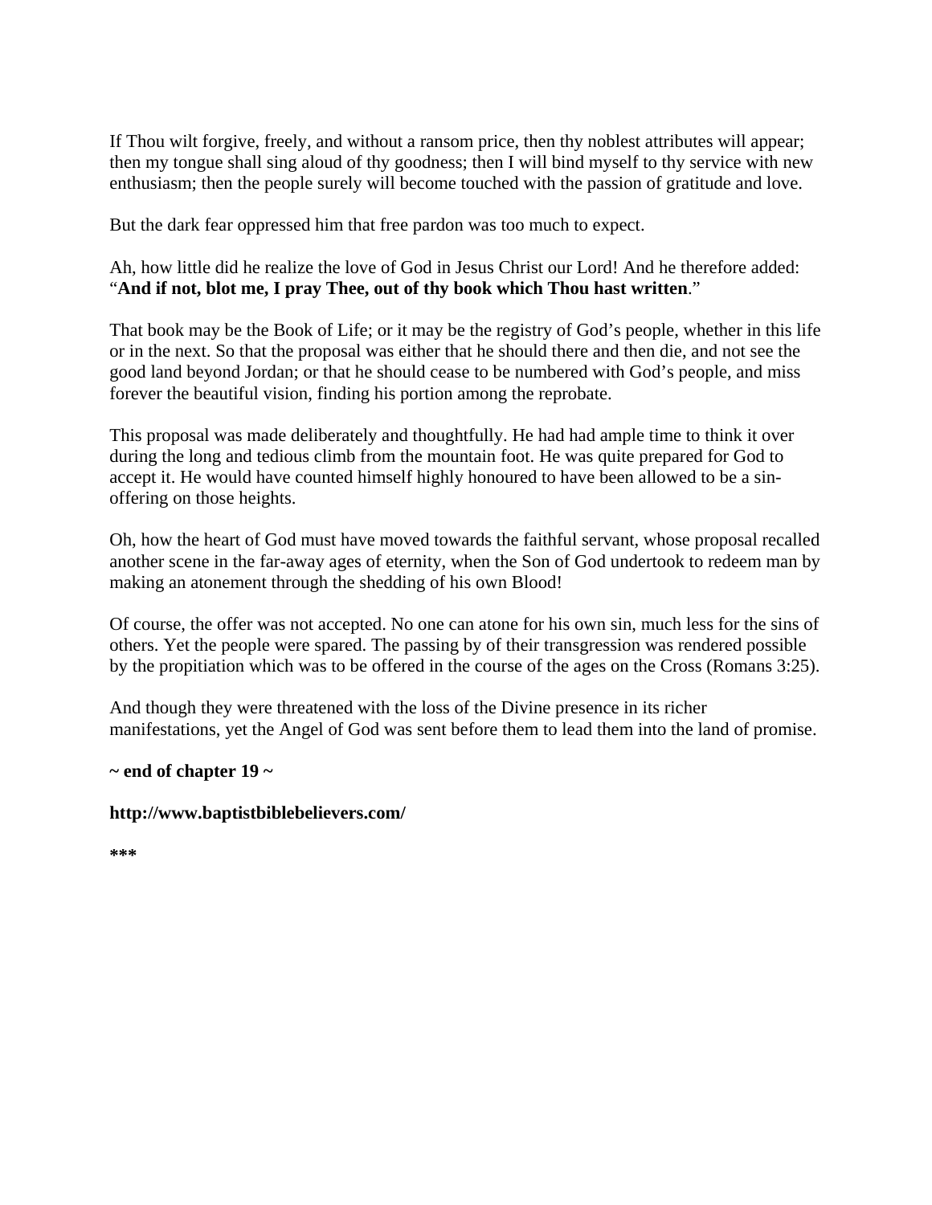If Thou wilt forgive, freely, and without a ransom price, then thy noblest attributes will appear; then my tongue shall sing aloud of thy goodness; then I will bind myself to thy service with new enthusiasm; then the people surely will become touched with the passion of gratitude and love.

But the dark fear oppressed him that free pardon was too much to expect.

Ah, how little did he realize the love of God in Jesus Christ our Lord! And he therefore added: "**And if not, blot me, I pray Thee, out of thy book which Thou hast written**."

That book may be the Book of Life; or it may be the registry of God's people, whether in this life or in the next. So that the proposal was either that he should there and then die, and not see the good land beyond Jordan; or that he should cease to be numbered with God's people, and miss forever the beautiful vision, finding his portion among the reprobate.

This proposal was made deliberately and thoughtfully. He had had ample time to think it over during the long and tedious climb from the mountain foot. He was quite prepared for God to accept it. He would have counted himself highly honoured to have been allowed to be a sin-offering on those heights.

Oh, how the heart of God must have moved towards the faithful servant, whose proposal recalled another scene in the far-away ages of eternity, when the Son of God undertook to redeem man by making an atonement through the shedding of his own Blood!

Of course, the offer was not accepted. No one can atone for his own sin, much less for the sins of others. Yet the people were spared. The passing by of their transgression was rendered possible by the propitiation which was to be offered in the course of the ages on the Cross (Romans 3:25).

And though they were threatened with the loss of the Divine presence in its richer manifestations, yet the Angel of God was sent before them to lead them into the land of promise.

**~ end of chapter 19 ~**

**http://www.baptistbiblebelievers.com/**

*****